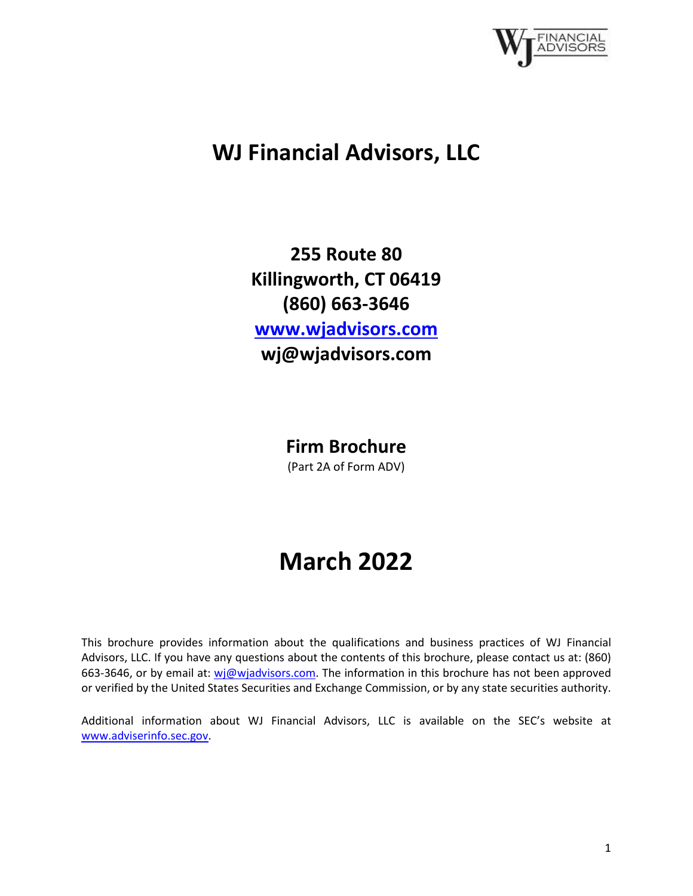# WJ Financial Advisors, LLC

**255 Route 80**
**Killingworth, CT 06419**
**(860) 663-3646**
**[www.wjadvisors.com](http://www.wjadvisors.com)**
**wj@wjadvisors.com**

## Firm Brochure

(Part 2A of Form ADV)

# March 2022

This brochure provides information about the qualifications and business practices of WJ Financial Advisors, LLC. If you have any questions about the contents of this brochure, please contact us at: (860) 663-3646, or by email at: wj@wjadvisors.com. The information in this brochure has not been approved or verified by the United States Securities and Exchange Commission, or by any state securities authority.

Additional information about WJ Financial Advisors, LLC is available on the SEC's website at www.adviserinfo.sec.gov.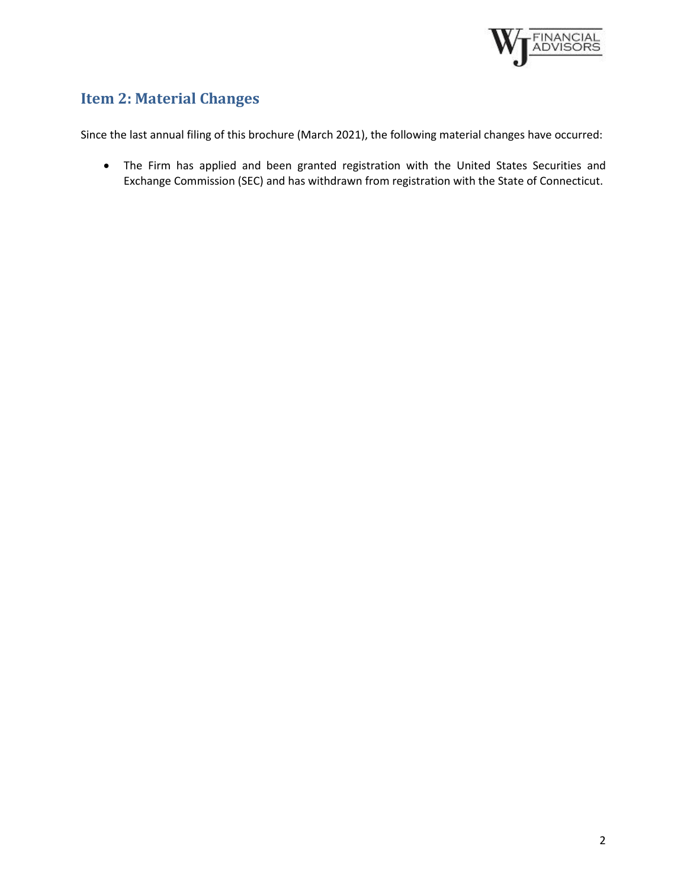## Item 2: Material Changes

Since the last annual filing of this brochure (March 2021), the following material changes have occurred:

- The Firm has applied and been granted registration with the United States Securities and Exchange Commission (SEC) and has withdrawn from registration with the State of Connecticut.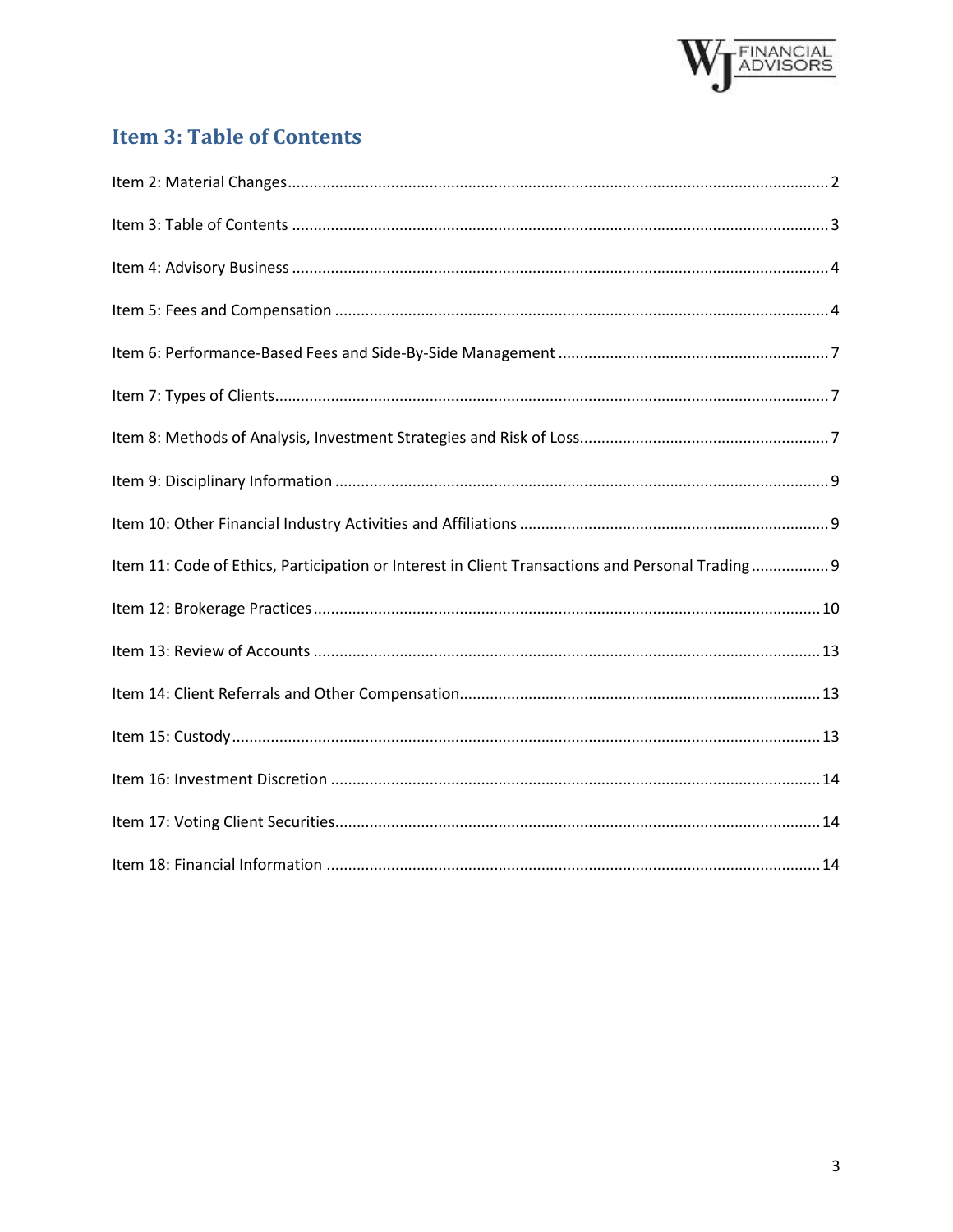## Item 3: Table of Contents

Item 2: Material Changes ........................................................................................................................ 2

Item 3: Table of Contents ........................................................................................................................ 3

Item 4: Advisory Business ........................................................................................................................ 4

Item 5: Fees and Compensation .............................................................................................................. 4

Item 6: Performance-Based Fees and Side-By-Side Management ............................................................ 7

Item 7: Types of Clients............................................................................................................................ 7

Item 8: Methods of Analysis, Investment Strategies and Risk of Loss....................................................... 7

Item 9: Disciplinary Information .............................................................................................................. 9

Item 10: Other Financial Industry Activities and Affiliations .................................................................... 9

Item 11: Code of Ethics, Participation or Interest in Client Transactions and Personal Trading ................. 9

Item 12: Brokerage Practices.................................................................................................................. 10

Item 13: Review of Accounts .................................................................................................................. 13

Item 14: Client Referrals and Other Compensation................................................................................. 13

Item 15: Custody..................................................................................................................................... 13

Item 16: Investment Discretion .............................................................................................................. 14

Item 17: Voting Client Securities............................................................................................................. 14

Item 18: Financial Information ............................................................................................................... 14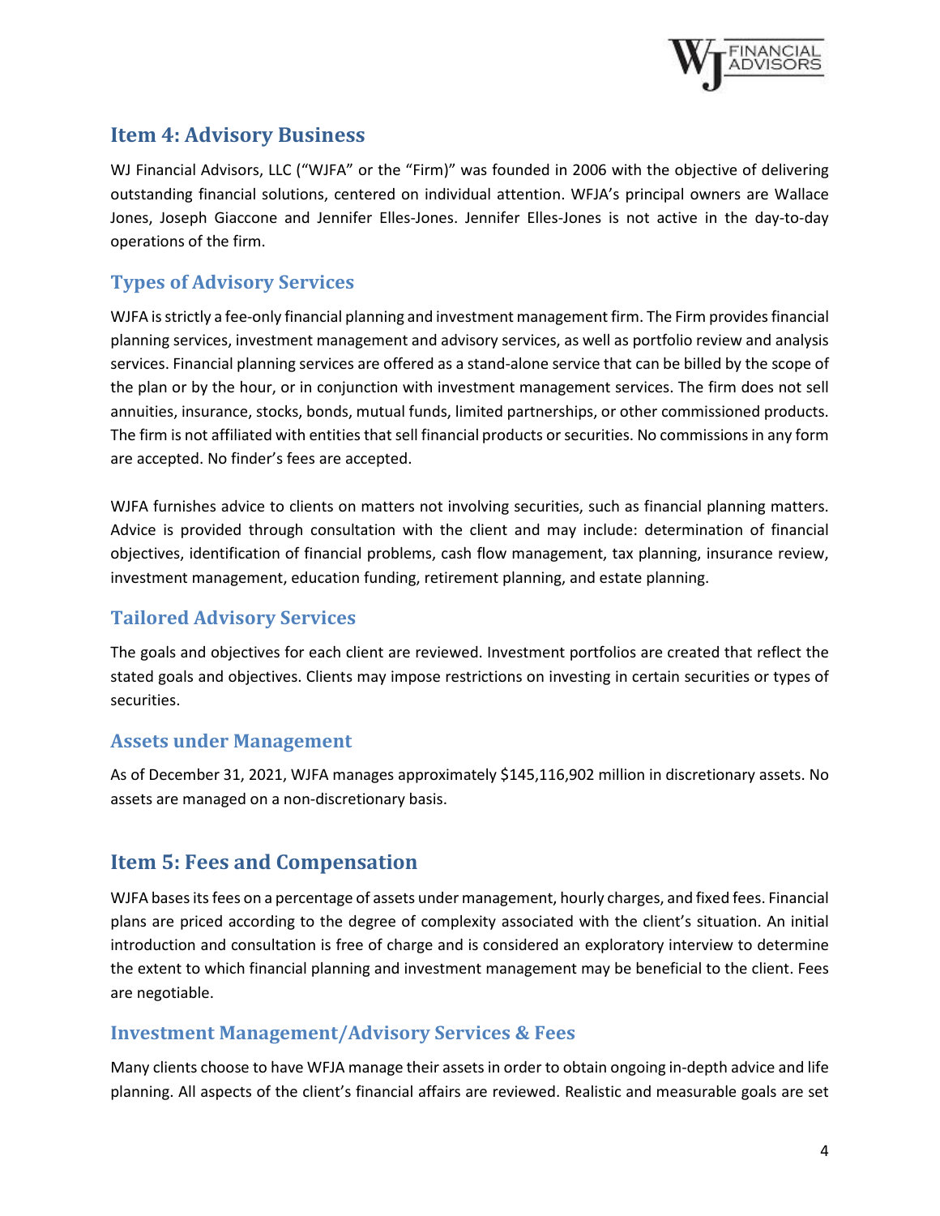## Item 4: Advisory Business

WJ Financial Advisors, LLC ("WJFA" or the "Firm)" was founded in 2006 with the objective of delivering outstanding financial solutions, centered on individual attention. WFJA's principal owners are Wallace Jones, Joseph Giaccone and Jennifer Elles-Jones. Jennifer Elles-Jones is not active in the day-to-day operations of the firm.

### Types of Advisory Services

WJFA is strictly a fee-only financial planning and investment management firm. The Firm provides financial planning services, investment management and advisory services, as well as portfolio review and analysis services. Financial planning services are offered as a stand-alone service that can be billed by the scope of the plan or by the hour, or in conjunction with investment management services. The firm does not sell annuities, insurance, stocks, bonds, mutual funds, limited partnerships, or other commissioned products. The firm is not affiliated with entities that sell financial products or securities. No commissions in any form are accepted. No finder's fees are accepted.

WJFA furnishes advice to clients on matters not involving securities, such as financial planning matters. Advice is provided through consultation with the client and may include: determination of financial objectives, identification of financial problems, cash flow management, tax planning, insurance review, investment management, education funding, retirement planning, and estate planning.

### Tailored Advisory Services

The goals and objectives for each client are reviewed. Investment portfolios are created that reflect the stated goals and objectives. Clients may impose restrictions on investing in certain securities or types of securities.

### Assets under Management

As of December 31, 2021, WJFA manages approximately $145,116,902 million in discretionary assets. No assets are managed on a non-discretionary basis.

## Item 5: Fees and Compensation

WJFA bases its fees on a percentage of assets under management, hourly charges, and fixed fees. Financial plans are priced according to the degree of complexity associated with the client's situation. An initial introduction and consultation is free of charge and is considered an exploratory interview to determine the extent to which financial planning and investment management may be beneficial to the client. Fees are negotiable.

### Investment Management/Advisory Services & Fees

Many clients choose to have WFJA manage their assets in order to obtain ongoing in-depth advice and life planning. All aspects of the client's financial affairs are reviewed. Realistic and measurable goals are set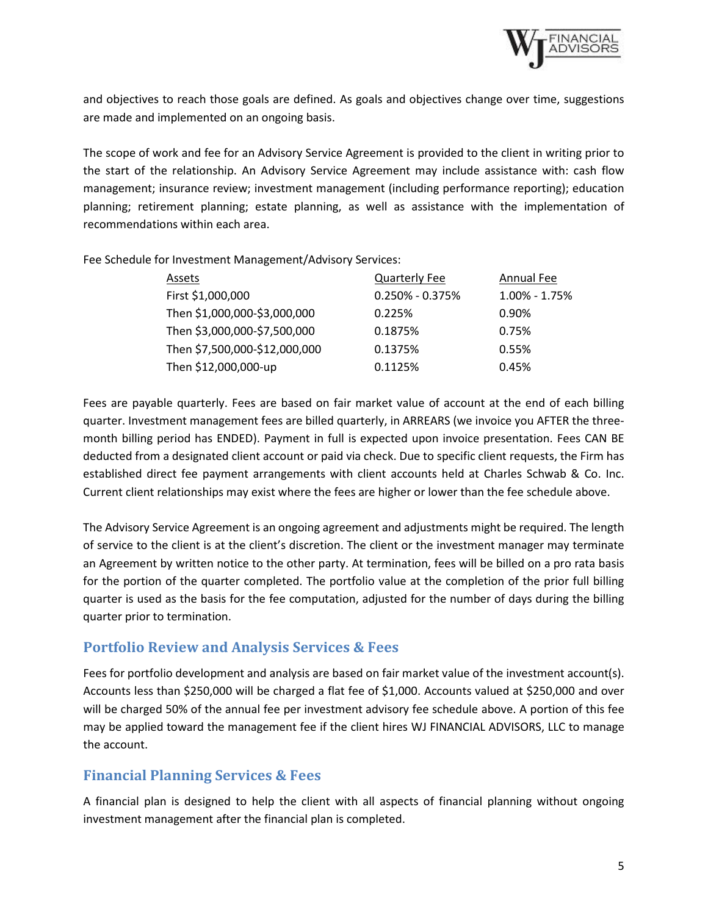and objectives to reach those goals are defined. As goals and objectives change over time, suggestions are made and implemented on an ongoing basis.

The scope of work and fee for an Advisory Service Agreement is provided to the client in writing prior to the start of the relationship. An Advisory Service Agreement may include assistance with: cash flow management; insurance review; investment management (including performance reporting); education planning; retirement planning; estate planning, as well as assistance with the implementation of recommendations within each area.

Fee Schedule for Investment Management/Advisory Services:

| Assets | Quarterly Fee | Annual Fee |
|---|---|---|
| First $1,000,000 | 0.250% - 0.375% | 1.00% - 1.75% |
| Then $1,000,000-$3,000,000 | 0.225% | 0.90% |
| Then $3,000,000-$7,500,000 | 0.1875% | 0.75% |
| Then $7,500,000-$12,000,000 | 0.1375% | 0.55% |
| Then $12,000,000-up | 0.1125% | 0.45% |

Fees are payable quarterly. Fees are based on fair market value of account at the end of each billing quarter. Investment management fees are billed quarterly, in ARREARS (we invoice you AFTER the three-month billing period has ENDED). Payment in full is expected upon invoice presentation. Fees CAN BE deducted from a designated client account or paid via check. Due to specific client requests, the Firm has established direct fee payment arrangements with client accounts held at Charles Schwab & Co. Inc. Current client relationships may exist where the fees are higher or lower than the fee schedule above.

The Advisory Service Agreement is an ongoing agreement and adjustments might be required. The length of service to the client is at the client's discretion. The client or the investment manager may terminate an Agreement by written notice to the other party. At termination, fees will be billed on a pro rata basis for the portion of the quarter completed. The portfolio value at the completion of the prior full billing quarter is used as the basis for the fee computation, adjusted for the number of days during the billing quarter prior to termination.

## Portfolio Review and Analysis Services & Fees

Fees for portfolio development and analysis are based on fair market value of the investment account(s). Accounts less than $250,000 will be charged a flat fee of $1,000. Accounts valued at $250,000 and over will be charged 50% of the annual fee per investment advisory fee schedule above. A portion of this fee may be applied toward the management fee if the client hires WJ FINANCIAL ADVISORS, LLC to manage the account.

## Financial Planning Services & Fees

A financial plan is designed to help the client with all aspects of financial planning without ongoing investment management after the financial plan is completed.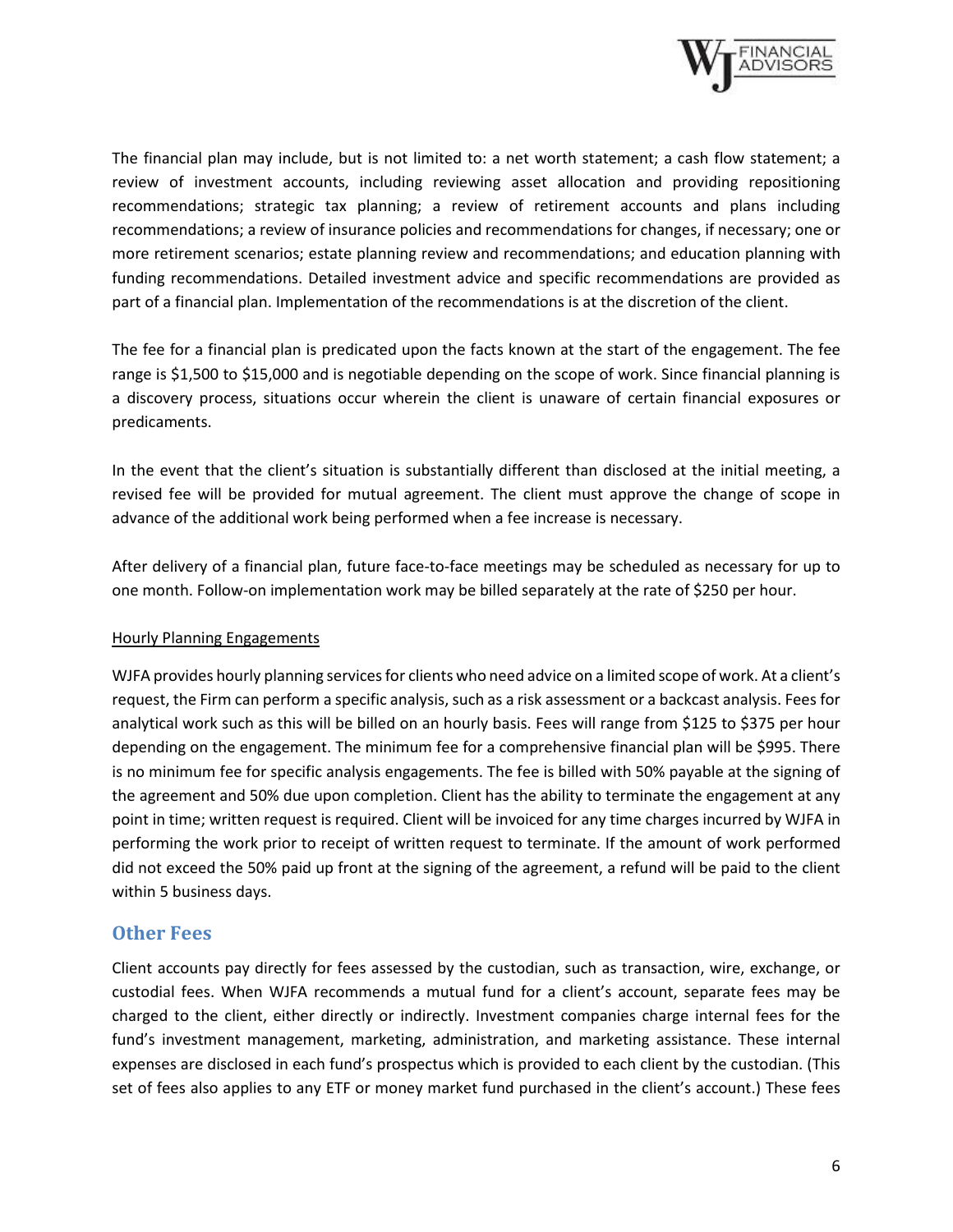The financial plan may include, but is not limited to: a net worth statement; a cash flow statement; a review of investment accounts, including reviewing asset allocation and providing repositioning recommendations; strategic tax planning; a review of retirement accounts and plans including recommendations; a review of insurance policies and recommendations for changes, if necessary; one or more retirement scenarios; estate planning review and recommendations; and education planning with funding recommendations. Detailed investment advice and specific recommendations are provided as part of a financial plan. Implementation of the recommendations is at the discretion of the client.

The fee for a financial plan is predicated upon the facts known at the start of the engagement. The fee range is $1,500 to $15,000 and is negotiable depending on the scope of work. Since financial planning is a discovery process, situations occur wherein the client is unaware of certain financial exposures or predicaments.

In the event that the client's situation is substantially different than disclosed at the initial meeting, a revised fee will be provided for mutual agreement. The client must approve the change of scope in advance of the additional work being performed when a fee increase is necessary.

After delivery of a financial plan, future face-to-face meetings may be scheduled as necessary for up to one month. Follow-on implementation work may be billed separately at the rate of $250 per hour.

<u>Hourly Planning Engagements</u>

WJFA provides hourly planning services for clients who need advice on a limited scope of work. At a client's request, the Firm can perform a specific analysis, such as a risk assessment or a backcast analysis. Fees for analytical work such as this will be billed on an hourly basis. Fees will range from $125 to $375 per hour depending on the engagement. The minimum fee for a comprehensive financial plan will be $995. There is no minimum fee for specific analysis engagements. The fee is billed with 50% payable at the signing of the agreement and 50% due upon completion. Client has the ability to terminate the engagement at any point in time; written request is required. Client will be invoiced for any time charges incurred by WJFA in performing the work prior to receipt of written request to terminate. If the amount of work performed did not exceed the 50% paid up front at the signing of the agreement, a refund will be paid to the client within 5 business days.

## Other Fees

Client accounts pay directly for fees assessed by the custodian, such as transaction, wire, exchange, or custodial fees. When WJFA recommends a mutual fund for a client's account, separate fees may be charged to the client, either directly or indirectly. Investment companies charge internal fees for the fund's investment management, marketing, administration, and marketing assistance. These internal expenses are disclosed in each fund's prospectus which is provided to each client by the custodian. (This set of fees also applies to any ETF or money market fund purchased in the client's account.) These fees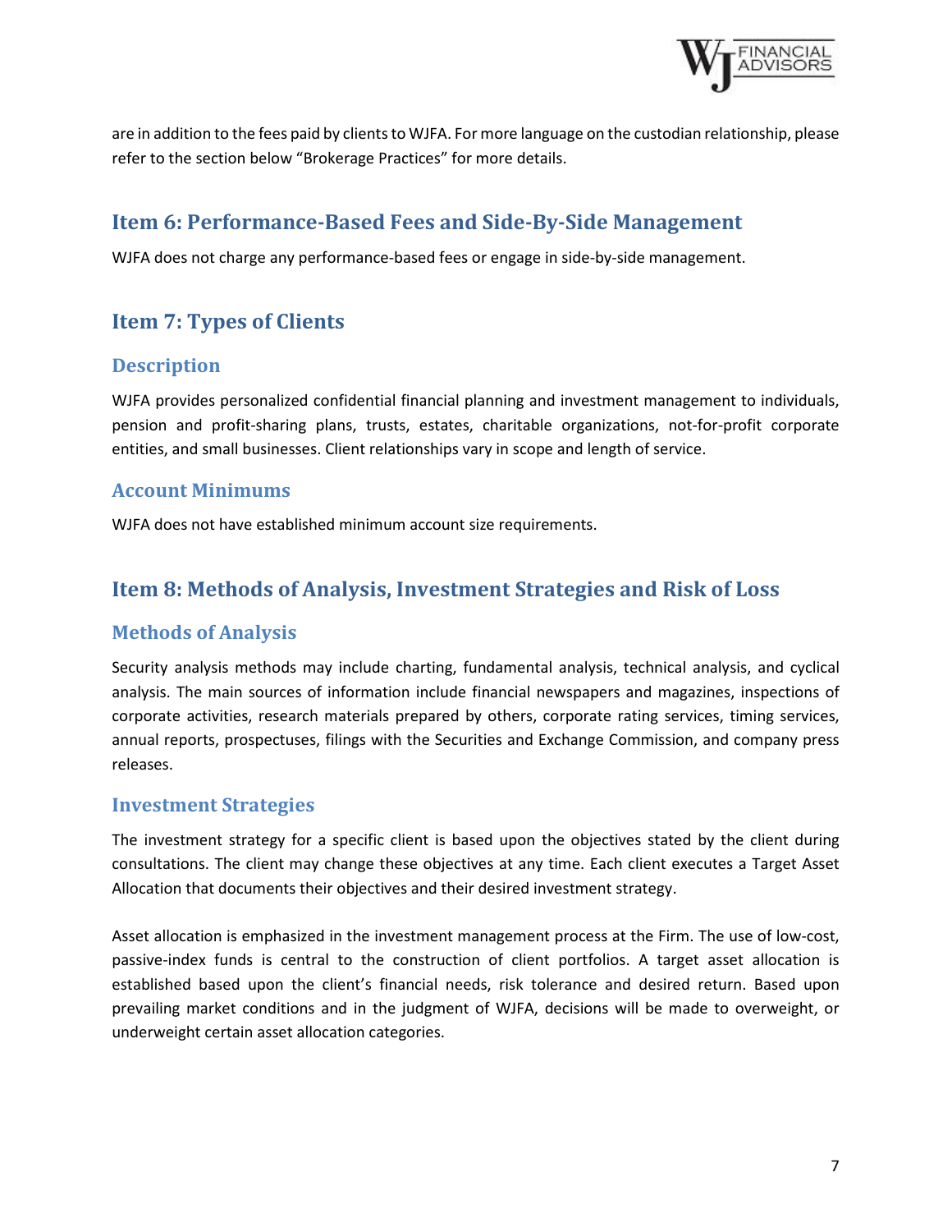are in addition to the fees paid by clients to WJFA. For more language on the custodian relationship, please refer to the section below "Brokerage Practices" for more details.

## Item 6: Performance-Based Fees and Side-By-Side Management

WJFA does not charge any performance-based fees or engage in side-by-side management.

## Item 7: Types of Clients

### Description

WJFA provides personalized confidential financial planning and investment management to individuals, pension and profit-sharing plans, trusts, estates, charitable organizations, not-for-profit corporate entities, and small businesses. Client relationships vary in scope and length of service.

### Account Minimums

WJFA does not have established minimum account size requirements.

## Item 8: Methods of Analysis, Investment Strategies and Risk of Loss

### Methods of Analysis

Security analysis methods may include charting, fundamental analysis, technical analysis, and cyclical analysis. The main sources of information include financial newspapers and magazines, inspections of corporate activities, research materials prepared by others, corporate rating services, timing services, annual reports, prospectuses, filings with the Securities and Exchange Commission, and company press releases.

### Investment Strategies

The investment strategy for a specific client is based upon the objectives stated by the client during consultations. The client may change these objectives at any time. Each client executes a Target Asset Allocation that documents their objectives and their desired investment strategy.

Asset allocation is emphasized in the investment management process at the Firm. The use of low-cost, passive-index funds is central to the construction of client portfolios. A target asset allocation is established based upon the client's financial needs, risk tolerance and desired return. Based upon prevailing market conditions and in the judgment of WJFA, decisions will be made to overweight, or underweight certain asset allocation categories.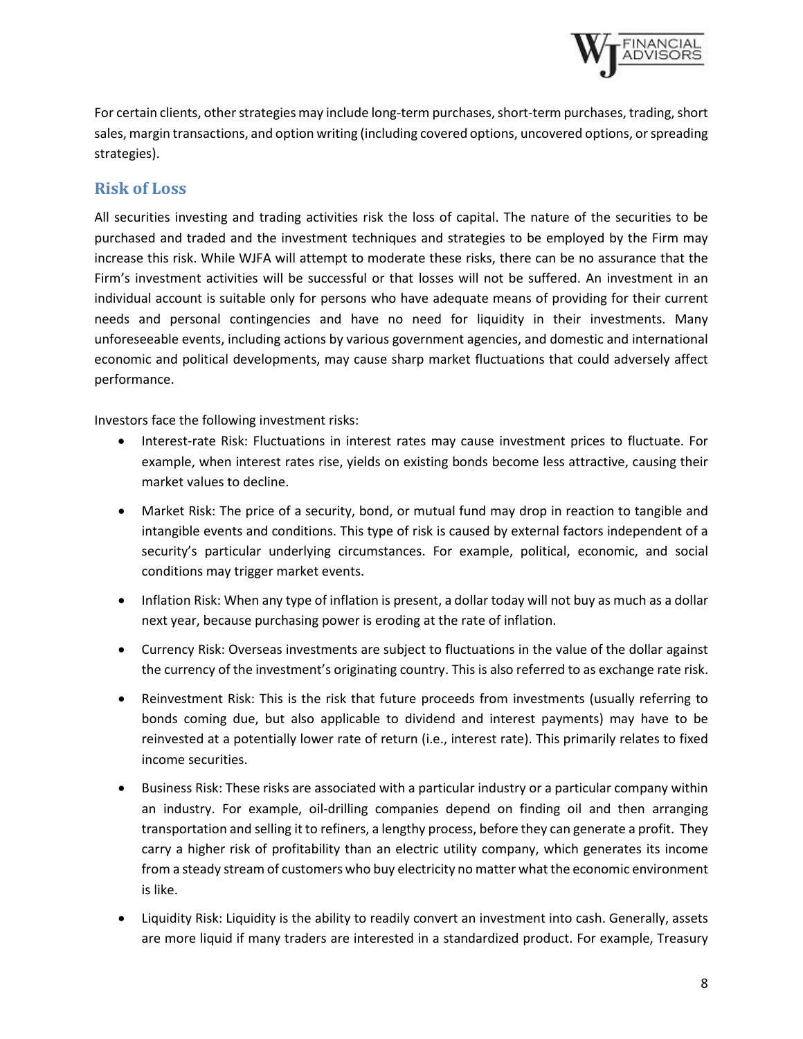For certain clients, other strategies may include long-term purchases, short-term purchases, trading, short sales, margin transactions, and option writing (including covered options, uncovered options, or spreading strategies).

## Risk of Loss

All securities investing and trading activities risk the loss of capital. The nature of the securities to be purchased and traded and the investment techniques and strategies to be employed by the Firm may increase this risk. While WJFA will attempt to moderate these risks, there can be no assurance that the Firm's investment activities will be successful or that losses will not be suffered. An investment in an individual account is suitable only for persons who have adequate means of providing for their current needs and personal contingencies and have no need for liquidity in their investments. Many unforeseeable events, including actions by various government agencies, and domestic and international economic and political developments, may cause sharp market fluctuations that could adversely affect performance.

Investors face the following investment risks:

- Interest-rate Risk: Fluctuations in interest rates may cause investment prices to fluctuate. For example, when interest rates rise, yields on existing bonds become less attractive, causing their market values to decline.
- Market Risk: The price of a security, bond, or mutual fund may drop in reaction to tangible and intangible events and conditions. This type of risk is caused by external factors independent of a security's particular underlying circumstances. For example, political, economic, and social conditions may trigger market events.
- Inflation Risk: When any type of inflation is present, a dollar today will not buy as much as a dollar next year, because purchasing power is eroding at the rate of inflation.
- Currency Risk: Overseas investments are subject to fluctuations in the value of the dollar against the currency of the investment's originating country. This is also referred to as exchange rate risk.
- Reinvestment Risk: This is the risk that future proceeds from investments (usually referring to bonds coming due, but also applicable to dividend and interest payments) may have to be reinvested at a potentially lower rate of return (i.e., interest rate). This primarily relates to fixed income securities.
- Business Risk: These risks are associated with a particular industry or a particular company within an industry. For example, oil-drilling companies depend on finding oil and then arranging transportation and selling it to refiners, a lengthy process, before they can generate a profit. They carry a higher risk of profitability than an electric utility company, which generates its income from a steady stream of customers who buy electricity no matter what the economic environment is like.
- Liquidity Risk: Liquidity is the ability to readily convert an investment into cash. Generally, assets are more liquid if many traders are interested in a standardized product. For example, Treasury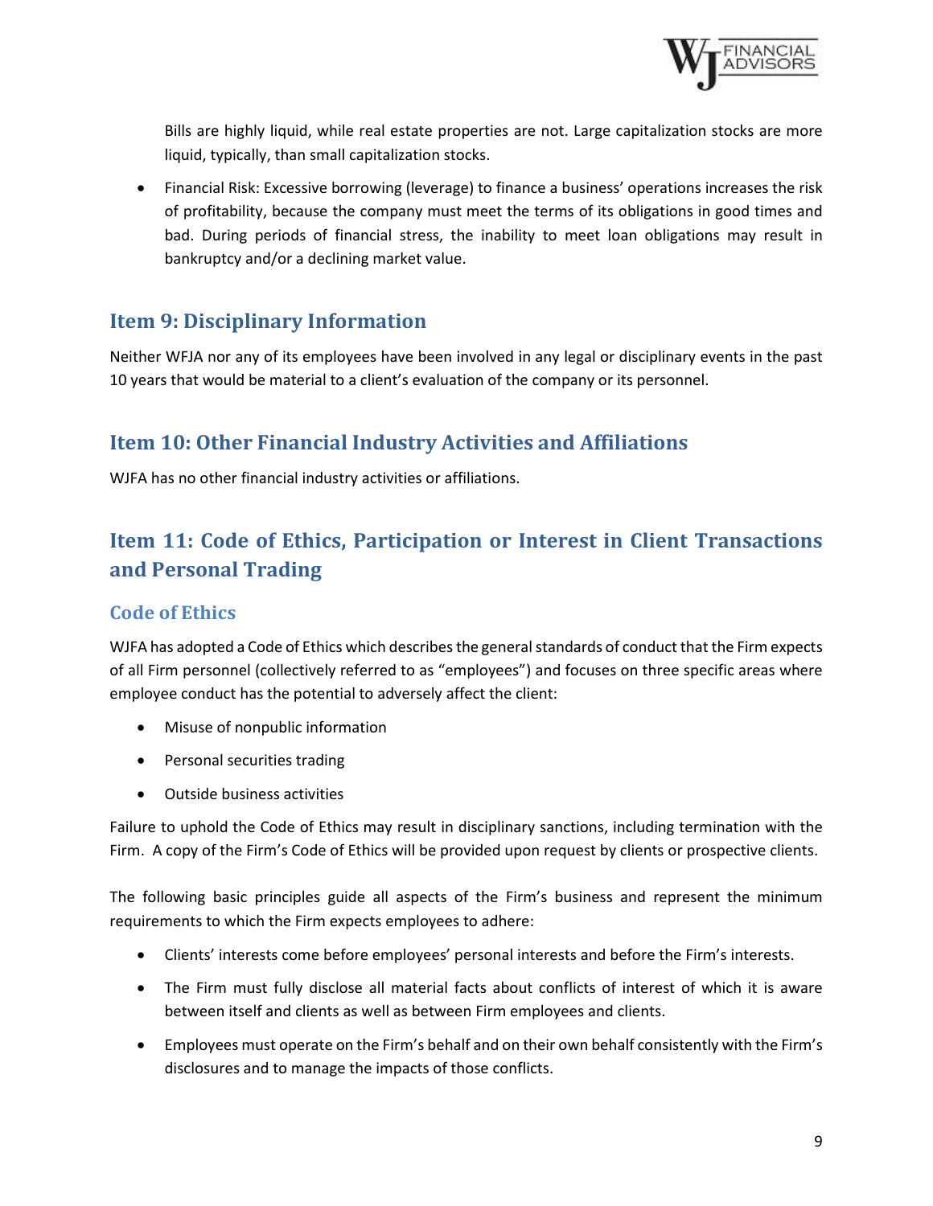Bills are highly liquid, while real estate properties are not. Large capitalization stocks are more liquid, typically, than small capitalization stocks.

- Financial Risk: Excessive borrowing (leverage) to finance a business' operations increases the risk of profitability, because the company must meet the terms of its obligations in good times and bad. During periods of financial stress, the inability to meet loan obligations may result in bankruptcy and/or a declining market value.

## Item 9: Disciplinary Information

Neither WFJA nor any of its employees have been involved in any legal or disciplinary events in the past 10 years that would be material to a client's evaluation of the company or its personnel.

## Item 10: Other Financial Industry Activities and Affiliations

WJFA has no other financial industry activities or affiliations.

## Item 11: Code of Ethics, Participation or Interest in Client Transactions and Personal Trading

### Code of Ethics

WJFA has adopted a Code of Ethics which describes the general standards of conduct that the Firm expects of all Firm personnel (collectively referred to as "employees") and focuses on three specific areas where employee conduct has the potential to adversely affect the client:

- Misuse of nonpublic information
- Personal securities trading
- Outside business activities

Failure to uphold the Code of Ethics may result in disciplinary sanctions, including termination with the Firm. A copy of the Firm's Code of Ethics will be provided upon request by clients or prospective clients.

The following basic principles guide all aspects of the Firm's business and represent the minimum requirements to which the Firm expects employees to adhere:

- Clients' interests come before employees' personal interests and before the Firm's interests.
- The Firm must fully disclose all material facts about conflicts of interest of which it is aware between itself and clients as well as between Firm employees and clients.
- Employees must operate on the Firm's behalf and on their own behalf consistently with the Firm's disclosures and to manage the impacts of those conflicts.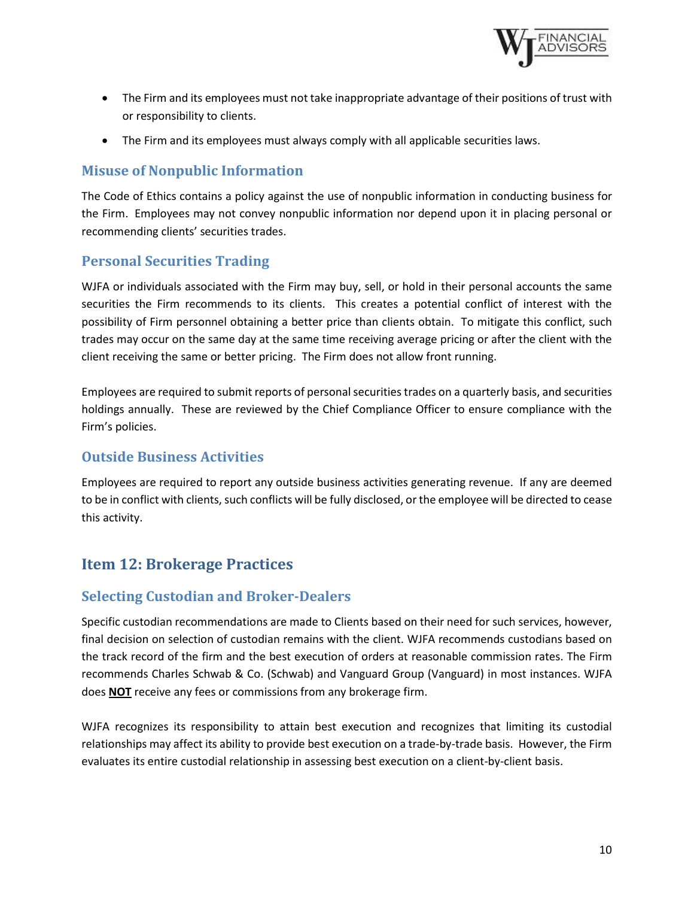- The Firm and its employees must not take inappropriate advantage of their positions of trust with or responsibility to clients.
- The Firm and its employees must always comply with all applicable securities laws.

### Misuse of Nonpublic Information

The Code of Ethics contains a policy against the use of nonpublic information in conducting business for the Firm. Employees may not convey nonpublic information nor depend upon it in placing personal or recommending clients' securities trades.

### Personal Securities Trading

WJFA or individuals associated with the Firm may buy, sell, or hold in their personal accounts the same securities the Firm recommends to its clients. This creates a potential conflict of interest with the possibility of Firm personnel obtaining a better price than clients obtain. To mitigate this conflict, such trades may occur on the same day at the same time receiving average pricing or after the client with the client receiving the same or better pricing. The Firm does not allow front running.

Employees are required to submit reports of personal securities trades on a quarterly basis, and securities holdings annually. These are reviewed by the Chief Compliance Officer to ensure compliance with the Firm's policies.

### Outside Business Activities

Employees are required to report any outside business activities generating revenue. If any are deemed to be in conflict with clients, such conflicts will be fully disclosed, or the employee will be directed to cease this activity.

## Item 12: Brokerage Practices

### Selecting Custodian and Broker-Dealers

Specific custodian recommendations are made to Clients based on their need for such services, however, final decision on selection of custodian remains with the client. WJFA recommends custodians based on the track record of the firm and the best execution of orders at reasonable commission rates. The Firm recommends Charles Schwab & Co. (Schwab) and Vanguard Group (Vanguard) in most instances. WJFA does **NOT** receive any fees or commissions from any brokerage firm.

WJFA recognizes its responsibility to attain best execution and recognizes that limiting its custodial relationships may affect its ability to provide best execution on a trade-by-trade basis. However, the Firm evaluates its entire custodial relationship in assessing best execution on a client-by-client basis.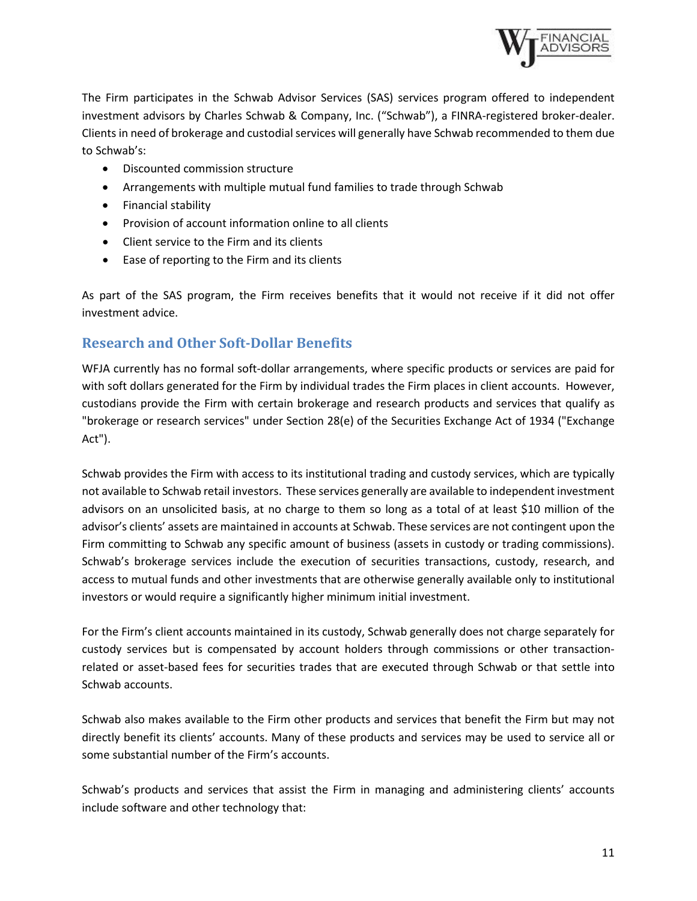The Firm participates in the Schwab Advisor Services (SAS) services program offered to independent investment advisors by Charles Schwab & Company, Inc. ("Schwab"), a FINRA-registered broker-dealer. Clients in need of brokerage and custodial services will generally have Schwab recommended to them due to Schwab's:

- Discounted commission structure
- Arrangements with multiple mutual fund families to trade through Schwab
- Financial stability
- Provision of account information online to all clients
- Client service to the Firm and its clients
- Ease of reporting to the Firm and its clients

As part of the SAS program, the Firm receives benefits that it would not receive if it did not offer investment advice.

## Research and Other Soft-Dollar Benefits

WFJA currently has no formal soft-dollar arrangements, where specific products or services are paid for with soft dollars generated for the Firm by individual trades the Firm places in client accounts. However, custodians provide the Firm with certain brokerage and research products and services that qualify as "brokerage or research services" under Section 28(e) of the Securities Exchange Act of 1934 ("Exchange Act").

Schwab provides the Firm with access to its institutional trading and custody services, which are typically not available to Schwab retail investors. These services generally are available to independent investment advisors on an unsolicited basis, at no charge to them so long as a total of at least $10 million of the advisor's clients' assets are maintained in accounts at Schwab. These services are not contingent upon the Firm committing to Schwab any specific amount of business (assets in custody or trading commissions). Schwab's brokerage services include the execution of securities transactions, custody, research, and access to mutual funds and other investments that are otherwise generally available only to institutional investors or would require a significantly higher minimum initial investment.

For the Firm's client accounts maintained in its custody, Schwab generally does not charge separately for custody services but is compensated by account holders through commissions or other transaction-related or asset-based fees for securities trades that are executed through Schwab or that settle into Schwab accounts.

Schwab also makes available to the Firm other products and services that benefit the Firm but may not directly benefit its clients' accounts. Many of these products and services may be used to service all or some substantial number of the Firm's accounts.

Schwab's products and services that assist the Firm in managing and administering clients' accounts include software and other technology that: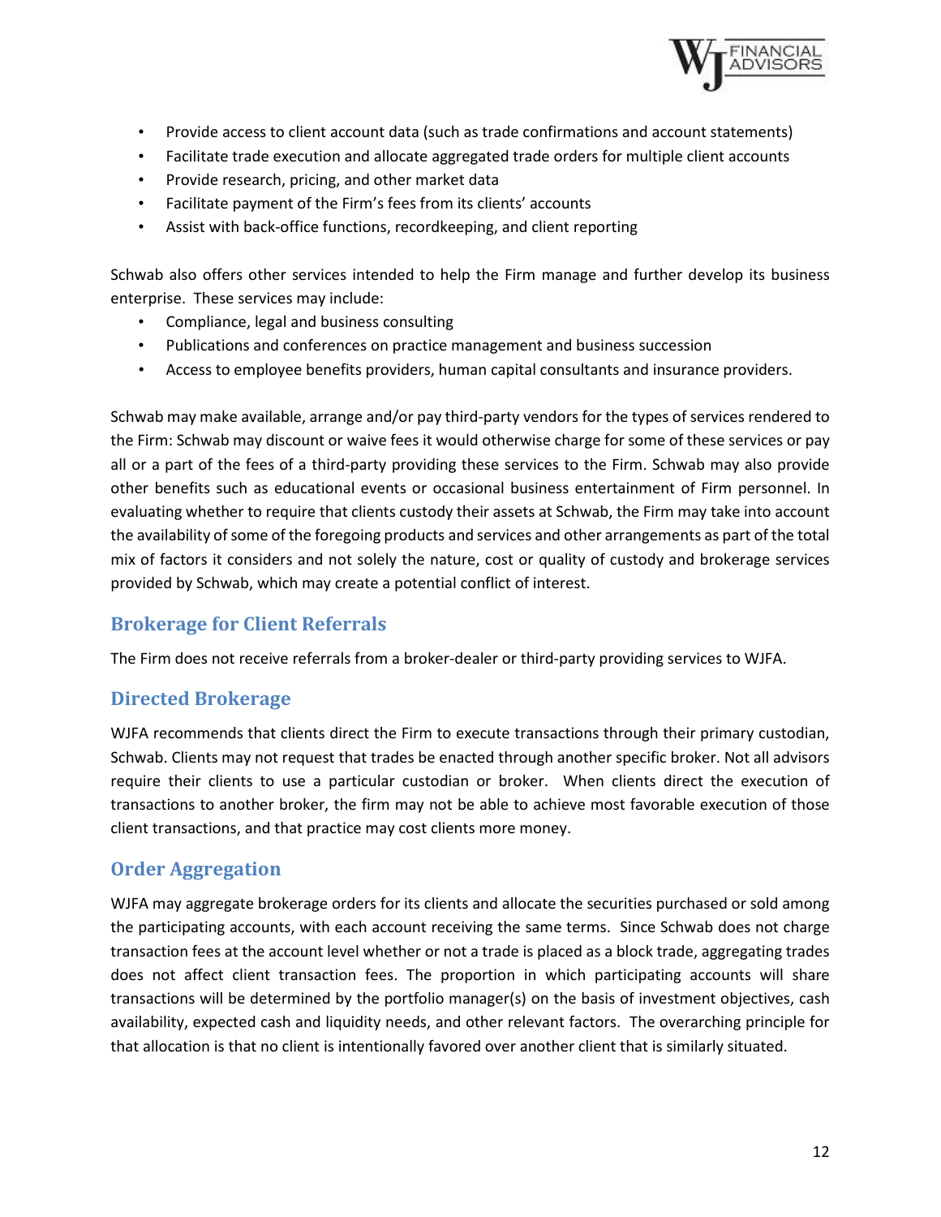- Provide access to client account data (such as trade confirmations and account statements)
- Facilitate trade execution and allocate aggregated trade orders for multiple client accounts
- Provide research, pricing, and other market data
- Facilitate payment of the Firm's fees from its clients' accounts
- Assist with back-office functions, recordkeeping, and client reporting

Schwab also offers other services intended to help the Firm manage and further develop its business enterprise. These services may include:

- Compliance, legal and business consulting
- Publications and conferences on practice management and business succession
- Access to employee benefits providers, human capital consultants and insurance providers.

Schwab may make available, arrange and/or pay third-party vendors for the types of services rendered to the Firm: Schwab may discount or waive fees it would otherwise charge for some of these services or pay all or a part of the fees of a third-party providing these services to the Firm. Schwab may also provide other benefits such as educational events or occasional business entertainment of Firm personnel. In evaluating whether to require that clients custody their assets at Schwab, the Firm may take into account the availability of some of the foregoing products and services and other arrangements as part of the total mix of factors it considers and not solely the nature, cost or quality of custody and brokerage services provided by Schwab, which may create a potential conflict of interest.

## Brokerage for Client Referrals

The Firm does not receive referrals from a broker-dealer or third-party providing services to WJFA.

## Directed Brokerage

WJFA recommends that clients direct the Firm to execute transactions through their primary custodian, Schwab. Clients may not request that trades be enacted through another specific broker. Not all advisors require their clients to use a particular custodian or broker. When clients direct the execution of transactions to another broker, the firm may not be able to achieve most favorable execution of those client transactions, and that practice may cost clients more money.

## Order Aggregation

WJFA may aggregate brokerage orders for its clients and allocate the securities purchased or sold among the participating accounts, with each account receiving the same terms. Since Schwab does not charge transaction fees at the account level whether or not a trade is placed as a block trade, aggregating trades does not affect client transaction fees. The proportion in which participating accounts will share transactions will be determined by the portfolio manager(s) on the basis of investment objectives, cash availability, expected cash and liquidity needs, and other relevant factors. The overarching principle for that allocation is that no client is intentionally favored over another client that is similarly situated.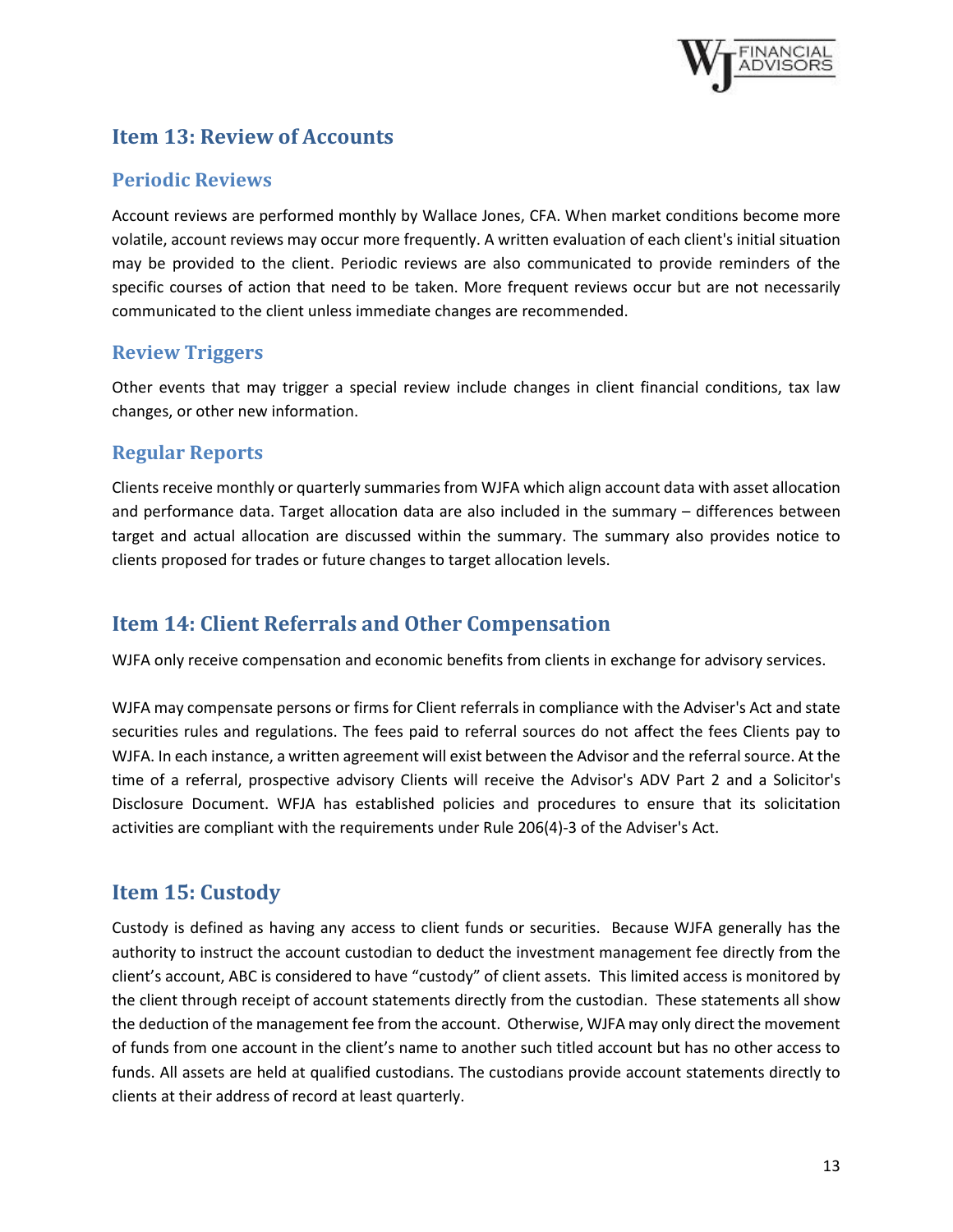## Item 13: Review of Accounts

### Periodic Reviews

Account reviews are performed monthly by Wallace Jones, CFA. When market conditions become more volatile, account reviews may occur more frequently. A written evaluation of each client's initial situation may be provided to the client. Periodic reviews are also communicated to provide reminders of the specific courses of action that need to be taken. More frequent reviews occur but are not necessarily communicated to the client unless immediate changes are recommended.

### Review Triggers

Other events that may trigger a special review include changes in client financial conditions, tax law changes, or other new information.

### Regular Reports

Clients receive monthly or quarterly summaries from WJFA which align account data with asset allocation and performance data. Target allocation data are also included in the summary – differences between target and actual allocation are discussed within the summary. The summary also provides notice to clients proposed for trades or future changes to target allocation levels.

## Item 14: Client Referrals and Other Compensation

WJFA only receive compensation and economic benefits from clients in exchange for advisory services.

WJFA may compensate persons or firms for Client referrals in compliance with the Adviser's Act and state securities rules and regulations. The fees paid to referral sources do not affect the fees Clients pay to WJFA. In each instance, a written agreement will exist between the Advisor and the referral source. At the time of a referral, prospective advisory Clients will receive the Advisor's ADV Part 2 and a Solicitor's Disclosure Document. WFJA has established policies and procedures to ensure that its solicitation activities are compliant with the requirements under Rule 206(4)-3 of the Adviser's Act.

## Item 15: Custody

Custody is defined as having any access to client funds or securities. Because WJFA generally has the authority to instruct the account custodian to deduct the investment management fee directly from the client's account, ABC is considered to have "custody" of client assets. This limited access is monitored by the client through receipt of account statements directly from the custodian. These statements all show the deduction of the management fee from the account. Otherwise, WJFA may only direct the movement of funds from one account in the client's name to another such titled account but has no other access to funds. All assets are held at qualified custodians. The custodians provide account statements directly to clients at their address of record at least quarterly.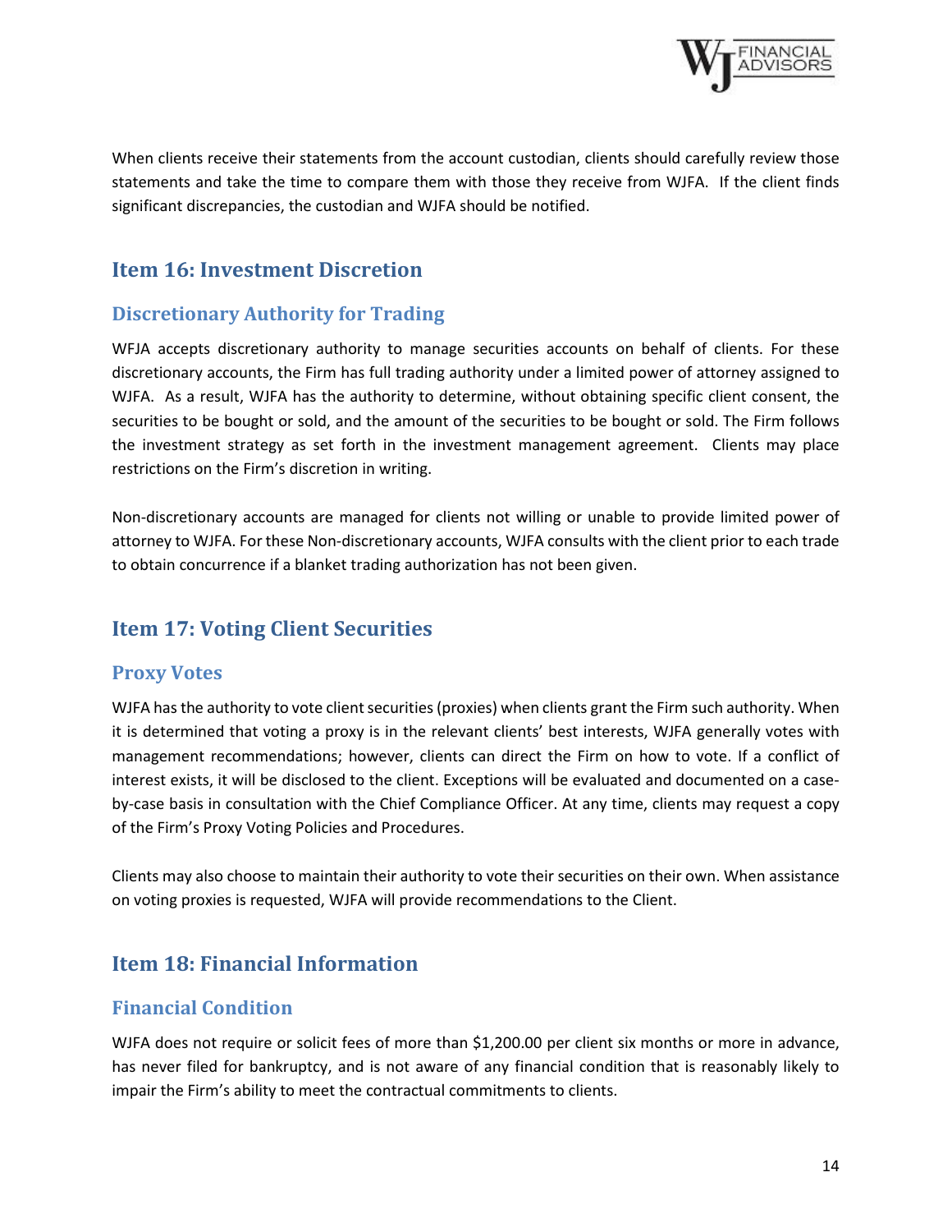When clients receive their statements from the account custodian, clients should carefully review those statements and take the time to compare them with those they receive from WJFA. If the client finds significant discrepancies, the custodian and WJFA should be notified.

## Item 16: Investment Discretion

### Discretionary Authority for Trading

WFJA accepts discretionary authority to manage securities accounts on behalf of clients. For these discretionary accounts, the Firm has full trading authority under a limited power of attorney assigned to WJFA. As a result, WJFA has the authority to determine, without obtaining specific client consent, the securities to be bought or sold, and the amount of the securities to be bought or sold. The Firm follows the investment strategy as set forth in the investment management agreement. Clients may place restrictions on the Firm's discretion in writing.

Non-discretionary accounts are managed for clients not willing or unable to provide limited power of attorney to WJFA. For these Non-discretionary accounts, WJFA consults with the client prior to each trade to obtain concurrence if a blanket trading authorization has not been given.

## Item 17: Voting Client Securities

### Proxy Votes

WJFA has the authority to vote client securities (proxies) when clients grant the Firm such authority. When it is determined that voting a proxy is in the relevant clients' best interests, WJFA generally votes with management recommendations; however, clients can direct the Firm on how to vote. If a conflict of interest exists, it will be disclosed to the client. Exceptions will be evaluated and documented on a case-by-case basis in consultation with the Chief Compliance Officer. At any time, clients may request a copy of the Firm's Proxy Voting Policies and Procedures.

Clients may also choose to maintain their authority to vote their securities on their own. When assistance on voting proxies is requested, WJFA will provide recommendations to the Client.

## Item 18: Financial Information

### Financial Condition

WJFA does not require or solicit fees of more than $1,200.00 per client six months or more in advance, has never filed for bankruptcy, and is not aware of any financial condition that is reasonably likely to impair the Firm's ability to meet the contractual commitments to clients.